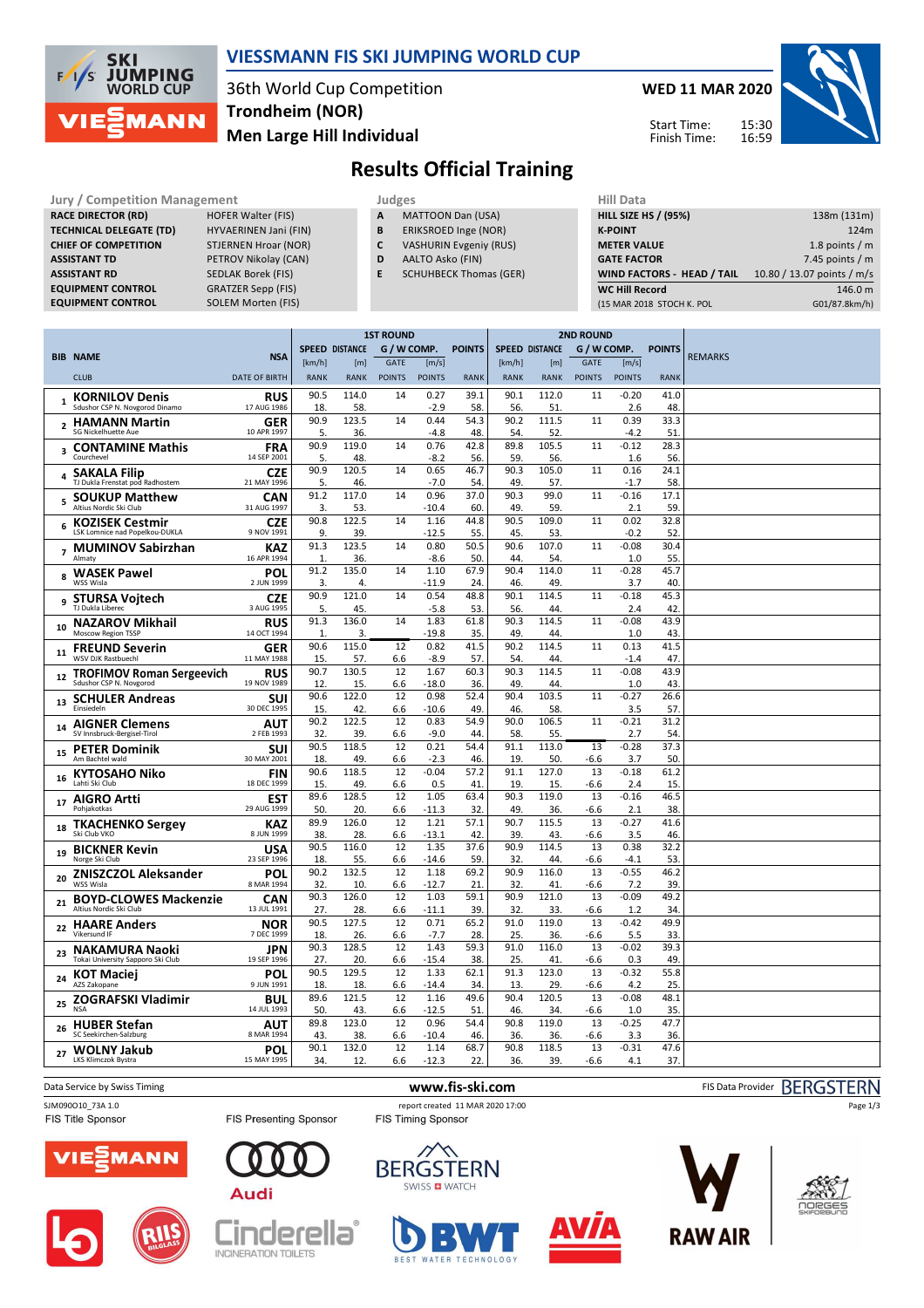# VIESSMANN FIS SKI JUMPING WORLD CUP

36th World Cup Competition
**Trondheim (NOR)**
**Men Large Hill Individual**

**WED 11 MAR 2020**

Start Time: 15:30
Finish Time: 16:59

## Results Official Training

| Jury / Competition Management | |
|---|---|
| RACE DIRECTOR (RD) | HOFER Walter (FIS) |
| TECHNICAL DELEGATE (TD) | HYVAERINEN Jani (FIN) |
| CHIEF OF COMPETITION | STJERNEN Hroar (NOR) |
| ASSISTANT TD | PETROV Nikolay (CAN) |
| ASSISTANT RD | SEDLAK Borek (FIS) |
| EQUIPMENT CONTROL | GRATZER Sepp (FIS) |
| EQUIPMENT CONTROL | SOLEM Morten (FIS) |

| Judges | |
|---|---|
| A | MATTOON Dan (USA) |
| B | ERIKSROED Inge (NOR) |
| C | VASHURIN Evgeniy (RUS) |
| D | AALTO Asko (FIN) |
| E | SCHUHBECK Thomas (GER) |

| Hill Data | |
|---|---|
| HILL SIZE HS / (95%) | 138m (131m) |
| K-POINT | 124m |
| METER VALUE | 1.8 points / m |
| GATE FACTOR | 7.45 points / m |
| WIND FACTORS - HEAD / TAIL | 10.80 / 13.07 points / m/s |
| WC Hill Record | 146.0 m |
| (15 MAR 2018 STOCH K. POL | G01/87.8km/h) |

| BIB | NAME / CLUB | NSA / DATE OF BIRTH | 1ST ROUND SPEED [km/h] / RANK | DISTANCE [m] / RANK | GATE / POINTS | WIND [m/s] / POINTS | POINTS / RANK | 2ND ROUND SPEED [km/h] / RANK | DISTANCE [m] / RANK | GATE / POINTS | WIND [m/s] / POINTS | POINTS / RANK | REMARKS |
|---|---|---|---|---|---|---|---|---|---|---|---|---|---|
| 1 | **KORNILOV Denis** Sdushor CSP N. Novgorod Dinamo | RUS 17 AUG 1986 | 90.5 / 18. | 114.0 / 58. | 14 | 0.27 / -2.9 | 39.1 / 58. | 90.1 / 56. | 112.0 / 51. | 11 | -0.20 / 2.6 | 41.0 / 48. | |
| 2 | **HAMANN Martin** SG Nickelhuette Aue | GER 10 APR 1997 | 90.9 / 5. | 123.5 / 36. | 14 | 0.44 / -4.8 | 54.3 / 48. | 90.2 / 54. | 111.5 / 52. | 11 | 0.39 / -4.2 | 33.3 / 51. | |
| 3 | **CONTAMINE Mathis** Courchevel | FRA 14 SEP 2001 | 90.9 / 5. | 119.0 / 48. | 14 | 0.76 / -8.2 | 42.8 / 56. | 89.8 / 59. | 105.5 / 56. | 11 | -0.12 / 1.6 | 28.3 / 56. | |
| 4 | **SAKALA Filip** TJ Dukla Frenstat pod Radhostem | CZE 21 MAY 1996 | 90.9 / 5. | 120.5 / 46. | 14 | 0.65 / -7.0 | 46.7 / 54. | 90.3 / 49. | 105.0 / 57. | 11 | 0.16 / -1.7 | 24.1 / 58. | |
| 5 | **SOUKUP Matthew** Altius Nordic Ski Club | CAN 31 AUG 1997 | 91.2 / 3. | 117.0 / 53. | 14 | 0.96 / -10.4 | 37.0 / 60. | 90.3 / 49. | 99.0 / 59. | 11 | -0.16 / 2.1 | 17.1 / 59. | |
| 6 | **KOZISEK Cestmir** LSK Lomnice nad Popelkou-DUKLA | CZE 9 NOV 1991 | 90.8 / 9. | 122.5 / 39. | 14 | 1.16 / -12.5 | 44.8 / 55. | 90.5 / 45. | 109.0 / 53. | 11 | 0.02 / -0.2 | 32.8 / 52. | |
| 7 | **MUMINOV Sabirzhan** Almaty | KAZ 16 APR 1994 | 91.3 / 1. | 123.5 / 36. | 14 | 0.80 / -8.6 | 50.5 / 50. | 90.6 / 44. | 107.0 / 54. | 11 | -0.08 / 1.0 | 30.4 / 55. | |
| 8 | **WASEK Pawel** WSS Wisla | POL 2 JUN 1999 | 91.2 / 3. | 135.0 / 4. | 14 | 1.10 / -11.9 | 67.9 / 24. | 90.4 / 46. | 114.0 / 49. | 11 | -0.28 / 3.7 | 45.7 / 40. | |
| 9 | **STURSA Vojtech** TJ Dukla Liberec | CZE 3 AUG 1995 | 90.9 / 5. | 121.0 / 45. | 14 | 0.54 / -5.8 | 48.8 / 53. | 90.1 / 56. | 114.5 / 44. | 11 | -0.18 / 2.4 | 45.3 / 42. | |
| 10 | **NAZAROV Mikhail** Moscow Region TSSP | RUS 14 OCT 1994 | 91.3 / 1. | 136.0 / 3. | 14 | 1.83 / -19.8 | 61.8 / 35. | 90.3 / 49. | 114.5 / 44. | 11 | -0.08 / 1.0 | 43.9 / 43. | |
| 11 | **FREUND Severin** WSV DJK Rastbuechl | GER 11 MAY 1988 | 90.6 / 15. | 115.0 / 57. | 12 / 6.6 | 0.82 / -8.9 | 41.5 / 57. | 90.2 / 54. | 114.5 / 44. | 11 | 0.13 / -1.4 | 41.5 / 47. | |
| 12 | **TROFIMOV Roman Sergeevich** Sdushor CSP N. Novgorod | RUS 19 NOV 1989 | 90.7 / 12. | 130.5 / 15. | 12 / 6.6 | 1.67 / -18.0 | 60.3 / 36. | 90.3 / 49. | 114.5 / 44. | 11 | -0.08 / 1.0 | 43.9 / 43. | |
| 13 | **SCHULER Andreas** Einsiedeln | SUI 30 DEC 1995 | 90.6 / 15. | 122.0 / 42. | 12 / 6.6 | 0.98 / -10.6 | 52.4 / 49. | 90.4 / 46. | 103.5 / 58. | 11 | -0.27 / 3.5 | 26.6 / 57. | |
| 14 | **AIGNER Clemens** SV Innsbruck-Bergisel-Tirol | AUT 2 FEB 1993 | 90.2 / 32. | 122.5 / 39. | 12 / 6.6 | 0.83 / -9.0 | 54.9 / 44. | 90.0 / 58. | 106.5 / 55. | 11 | -0.21 / 2.7 | 31.2 / 54. | |
| 15 | **PETER Dominik** Am Bachtel wald | SUI 30 MAY 2001 | 90.5 / 18. | 118.5 / 49. | 12 / 6.6 | 0.21 / -2.3 | 54.4 / 46. | 91.1 / 19. | 113.0 / 50. | 13 / -6.6 | -0.28 / 3.7 | 37.3 / 50. | |
| 16 | **KYTOSAHO Niko** Lahti Ski Club | FIN 18 DEC 1999 | 90.6 / 15. | 118.5 / 49. | 12 / 6.6 | -0.04 / 0.5 | 57.2 / 41. | 91.1 / 19. | 127.0 / 15. | 13 / -6.6 | -0.18 / 2.4 | 61.2 / 15. | |
| 17 | **AIGRO Artti** Pohjakotkas | EST 29 AUG 1999 | 89.6 / 50. | 128.5 / 20. | 12 / 6.6 | 1.05 / -11.3 | 63.4 / 32. | 90.3 / 49. | 119.0 / 36. | 13 / -6.6 | -0.16 / 2.1 | 46.5 / 38. | |
| 18 | **TKACHENKO Sergey** Ski Club VKO | KAZ 8 JUN 1999 | 89.9 / 38. | 126.0 / 28. | 12 / 6.6 | 1.21 / -13.1 | 57.1 / 42. | 90.7 / 39. | 115.5 / 43. | 13 / -6.6 | -0.27 / 3.5 | 41.6 / 46. | |
| 19 | **BICKNER Kevin** Norge Ski Club | USA 23 SEP 1996 | 90.5 / 18. | 116.0 / 55. | 12 / 6.6 | 1.35 / -14.6 | 37.6 / 59. | 90.9 / 32. | 114.5 / 44. | 13 / -6.6 | 0.38 / -4.1 | 32.2 / 53. | |
| 20 | **ZNISZCZOL Aleksander** WSS Wisla | POL 8 MAR 1994 | 90.2 / 32. | 132.5 / 10. | 12 / 6.6 | 1.18 / -12.7 | 69.2 / 21. | 90.9 / 32. | 116.0 / 41. | 13 / -6.6 | -0.55 / 7.2 | 46.2 / 39. | |
| 21 | **BOYD-CLOWES Mackenzie** Altius Nordic Ski Club | CAN 13 JUL 1991 | 90.3 / 27. | 126.0 / 28. | 12 / 6.6 | 1.03 / -11.1 | 59.1 / 39. | 90.9 / 32. | 121.0 / 33. | 13 / -6.6 | -0.09 / 1.2 | 49.2 / 34. | |
| 22 | **HAARE Anders** Vikersund IF | NOR 7 DEC 1999 | 90.5 / 18. | 127.5 / 26. | 12 / 6.6 | 0.71 / -7.7 | 65.2 / 28. | 91.0 / 25. | 119.0 / 36. | 13 / -6.6 | -0.42 / 5.5 | 49.9 / 33. | |
| 23 | **NAKAMURA Naoki** Tokai University Sapporo Ski Club | JPN 19 SEP 1996 | 90.3 / 27. | 128.5 / 20. | 12 / 6.6 | 1.43 / -15.4 | 59.3 / 38. | 91.0 / 25. | 116.0 / 41. | 13 / -6.6 | -0.02 / 0.3 | 39.3 / 49. | |
| 24 | **KOT Maciej** AZS Zakopane | POL 9 JUN 1991 | 90.5 / 18. | 129.5 / 18. | 12 / 6.6 | 1.33 / -14.4 | 62.1 / 34. | 91.3 / 13. | 123.0 / 29. | 13 / -6.6 | -0.32 / 4.2 | 55.8 / 25. | |
| 25 | **ZOGRAFSKI Vladimir** NSA | BUL 14 JUL 1993 | 89.6 / 50. | 121.5 / 43. | 12 / 6.6 | 1.16 / -12.5 | 49.6 / 51. | 90.4 / 46. | 120.5 / 34. | 13 / -6.6 | -0.08 / 1.0 | 48.1 / 35. | |
| 26 | **HUBER Stefan** SC Seekirchen-Salzburg | AUT 8 MAR 1994 | 89.8 / 43. | 123.0 / 38. | 12 / 6.6 | 0.96 / -10.4 | 54.4 / 46. | 90.8 / 36. | 119.0 / 36. | 13 / -6.6 | -0.25 / 3.3 | 47.7 / 36. | |
| 27 | **WOLNY Jakub** LKS Klimczok Bystra | POL 15 MAY 1995 | 90.1 / 34. | 132.0 / 12. | 12 / 6.6 | 1.14 / -12.3 | 68.7 / 22. | 90.8 / 36. | 118.5 / 39. | 13 / -6.6 | -0.31 / 4.1 | 47.6 / 37. | |

Data Service by Swiss Timing — www.fis-ski.com — FIS Data Provider BERGSTERN

SJM090O10_73A 1.0 — report created 11 MAR 2020 17:00

FIS Title Sponsor: VIESSMANN — FIS Presenting Sponsor: Audi — FIS Timing Sponsor: BERGSTERN SWISS WATCH

Lo, RIIS BILGLASS, Cinderella INCINERATION TOILETS, BWT BEST WATER TECHNOLOGY, AVIA, RAW AIR, NORGES SKIFORBUND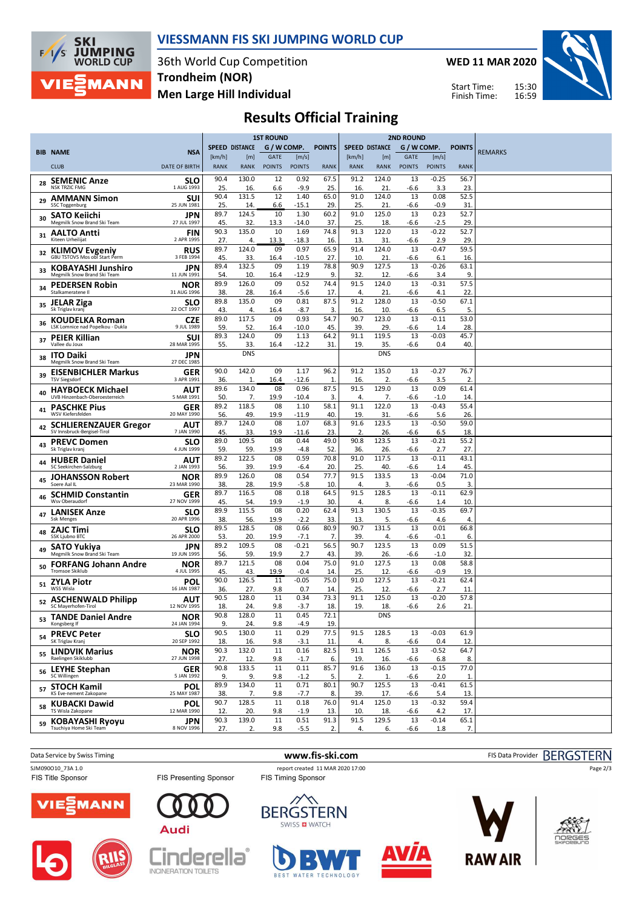# VIESSMANN FIS SKI JUMPING WORLD CUP

36th World Cup Competition
**Trondheim (NOR)**
**Men Large Hill Individual**

**WED 11 MAR 2020**

Start Time: 15:30
Finish Time: 16:59

## Results Official Training

| BIB | NAME / CLUB | NSA / DATE OF BIRTH | 1ST ROUND SPEED [km/h] / RANK | DISTANCE [m] / RANK | GATE / POINTS | G/W COMP. [m/s] / POINTS | POINTS / RANK | 2ND ROUND SPEED [km/h] / RANK | DISTANCE [m] / RANK | GATE / POINTS | G/W COMP. [m/s] / POINTS | POINTS / RANK | REMARKS |
|---|---|---|---|---|---|---|---|---|---|---|---|---|---|
| 28 | **SEMENIC Anze** NSK TRZIC FMG | SLO 1 AUG 1993 | 90.4 / 25. | 130.0 / 16. | 12 / 6.6 | 0.92 / -9.9 | 67.5 / 25. | 91.2 / 16. | 124.0 / 21. | 13 / -6.6 | -0.25 / 3.3 | 56.7 / 23. | |
| 29 | **AMMANN Simon** SSC Toggenburg | SUI 25 JUN 1981 | 90.4 / 25. | 131.5 / 14. | 12 / 6.6 | 1.40 / -15.1 | 65.0 / 29. | 91.0 / 25. | 124.0 / 21. | 13 / -6.6 | 0.08 / -0.9 | 52.5 / 31. | |
| 30 | **SATO Keiichi** Megmilk Snow Brand Ski Team | JPN 27 JUL 1997 | 89.7 / 45. | 124.5 / 32. | 10 / 13.3 | 1.30 / -14.0 | 60.2 / 37. | 91.0 / 25. | 125.0 / 18. | 13 / -6.6 | 0.23 / -2.5 | 52.7 / 29. | |
| 31 | **AALTO Antti** Kiteen Urheilijat | FIN 2 APR 1995 | 90.3 / 27. | 135.0 / 4. | 10 / 13.3 | 1.69 / -18.3 | 74.8 / 16. | 91.3 / 13. | 122.0 / 31. | 13 / -6.6 | -0.22 / 2.9 | 52.7 / 29. | |
| 32 | **KLIMOV Evgeniy** GBU TSTOVS Mos obl Start Perm | RUS 3 FEB 1994 | 89.7 / 45. | 124.0 / 33. | 09 / 16.4 | 0.97 / -10.5 | 65.9 / 27. | 91.4 / 10. | 124.0 / 21. | 13 / -6.6 | -0.47 / 6.1 | 59.5 / 16. | |
| 33 | **KOBAYASHI Junshiro** Megmilk Snow Brand Ski Team | JPN 11 JUN 1991 | 89.4 / 54. | 132.5 / 10. | 09 / 16.4 | 1.19 / -12.9 | 78.8 / 9. | 90.9 / 32. | 127.5 / 12. | 13 / -6.6 | -0.26 / 3.4 | 63.1 / 9. | |
| 34 | **PEDERSEN Robin** Stalkameratene Il | NOR 31 AUG 1996 | 89.9 / 38. | 126.0 / 28. | 09 / 16.4 | 0.52 / -5.6 | 74.4 / 17. | 91.5 / 4. | 124.0 / 21. | 13 / -6.6 | -0.31 / 4.1 | 57.5 / 22. | |
| 35 | **JELAR Ziga** Sk Triglav kranj | SLO 22 OCT 1997 | 89.8 / 43. | 135.0 / 4. | 09 / 16.4 | 0.81 / -8.7 | 87.5 / 3. | 91.2 / 16. | 128.0 / 10. | 13 / -6.6 | -0.50 / 6.5 | 67.1 / 5. | |
| 36 | **KOUDELKA Roman** LSK Lomnice nad Popelkou - Dukla | CZE 9 JUL 1989 | 89.0 / 59. | 117.5 / 52. | 09 / 16.4 | 0.93 / -10.0 | 54.7 / 45. | 90.7 / 39. | 123.0 / 29. | 13 / -6.6 | -0.11 / 1.4 | 53.0 / 28. | |
| 37 | **PEIER Killian** Vallee du Joux | SUI 28 MAR 1995 | 89.3 / 55. | 124.0 / 33. | 09 / 16.4 | 1.13 / -12.2 | 64.2 / 31. | 91.1 / 19. | 119.5 / 35. | 13 / -6.6 | -0.03 / 0.4 | 45.7 / 40. | |
| 38 | **ITO Daiki** Megmilk Snow Brand Ski Team | JPN 27 DEC 1985 | | DNS | | | | | DNS | | | | |
| 39 | **EISENBICHLER Markus** TSV Siegsdorf | GER 3 APR 1991 | 90.0 / 36. | 142.0 / 1. | 09 / 16.4 | 1.17 / -12.6 | 96.2 / 1. | 91.2 / 16. | 135.0 / 2. | 13 / -6.6 | -0.27 / 3.5 | 76.7 / 2. | |
| 40 | **HAYBOECK Michael** UVB Hinzenbach-Oberoesterreich | AUT 5 MAR 1991 | 89.6 / 50. | 134.0 / 7. | 08 / 19.9 | 0.96 / -10.4 | 87.5 / 3. | 91.5 / 4. | 129.0 / 7. | 13 / -6.6 | 0.09 / -1.0 | 61.4 / 14. | |
| 41 | **PASCHKE Pius** WSV Kiefersfelden | GER 20 MAY 1990 | 89.2 / 56. | 118.5 / 49. | 08 / 19.9 | 1.10 / -11.9 | 58.1 / 40. | 91.1 / 19. | 122.0 / 31. | 13 / -6.6 | -0.43 / 5.6 | 55.4 / 26. | |
| 42 | **SCHLIERENZAUER Gregor** SV Innsbruck-Bergisel-Tirol | AUT 7 JAN 1990 | 89.7 / 45. | 124.0 / 33. | 08 / 19.9 | 1.07 / -11.6 | 68.3 / 23. | 91.6 / 2. | 123.5 / 26. | 13 / -6.6 | -0.50 / 6.5 | 59.0 / 18. | |
| 43 | **PREVC Domen** Sk Triglav kranj | SLO 4 JUN 1999 | 89.0 / 59. | 109.5 / 59. | 08 / 19.9 | 0.44 / -4.8 | 49.0 / 52. | 90.8 / 36. | 123.5 / 26. | 13 / -6.6 | -0.21 / 2.7 | 55.2 / 27. | |
| 44 | **HUBER Daniel** SC Seekirchen-Salzburg | AUT 2 JAN 1993 | 89.2 / 56. | 122.5 / 39. | 08 / 19.9 | 0.59 / -6.4 | 70.8 / 20. | 91.0 / 25. | 117.5 / 40. | 13 / -6.6 | -0.11 / 1.4 | 43.1 / 45. | |
| 45 | **JOHANSSON Robert** Soere Aal IL | NOR 23 MAR 1990 | 89.9 / 38. | 126.0 / 28. | 08 / 19.9 | 0.54 / -5.8 | 77.7 / 10. | 91.5 / 4. | 133.5 / 3. | 13 / -6.6 | -0.04 / 0.5 | 71.0 / 3. | |
| 46 | **SCHMID Constantin** Wsv Oberaudorf | GER 27 NOV 1999 | 89.7 / 45. | 116.5 / 54. | 08 / 19.9 | 0.18 / -1.9 | 64.5 / 30. | 91.5 / 4. | 128.5 / 8. | 13 / -6.6 | -0.11 / 1.4 | 62.9 / 10. | |
| 47 | **LANISEK Anze** Ssk Menges | SLO 20 APR 1996 | 89.9 / 38. | 115.5 / 56. | 08 / 19.9 | 0.20 / -2.2 | 62.4 / 33. | 91.3 / 13. | 130.5 / 5. | 13 / -6.6 | -0.35 / 4.6 | 69.7 / 4. | |
| 48 | **ZAJC Timi** SSK Ljubno BTC | SLO 26 APR 2000 | 89.5 / 53. | 128.5 / 20. | 08 / 19.9 | 0.66 / -7.1 | 80.9 / 7. | 90.7 / 39. | 131.5 / 4. | 13 / -6.6 | 0.01 / -0.1 | 66.8 / 6. | |
| 49 | **SATO Yukiya** Megmilk Snow Brand Ski Team | JPN 19 JUN 1995 | 89.2 / 56. | 109.5 / 59. | 08 / 19.9 | -0.21 / 2.7 | 56.5 / 43. | 90.7 / 39. | 123.5 / 26. | 13 / -6.6 | 0.09 / -1.0 | 51.5 / 32. | |
| 50 | **FORFANG Johann Andre** Tromsoe Skiklub | NOR 4 JUL 1995 | 89.7 / 45. | 121.5 / 43. | 08 / 19.9 | 0.04 / -0.4 | 75.0 / 14. | 91.0 / 25. | 127.5 / 12. | 13 / -6.6 | 0.08 / -0.9 | 58.8 / 19. | |
| 51 | **ZYLA Piotr** WSS Wisla | POL 16 JAN 1987 | 90.0 / 36. | 126.5 / 27. | 11 / 9.8 | -0.05 / 0.7 | 75.0 / 14. | 91.0 / 25. | 127.5 / 12. | 13 / -6.6 | -0.21 / 2.7 | 62.4 / 11. | |
| 52 | **ASCHENWALD Philipp** SC Mayerhofen-Tirol | AUT 12 NOV 1995 | 90.5 / 18. | 128.0 / 24. | 11 / 9.8 | 0.34 / -3.7 | 73.3 / 18. | 91.1 / 19. | 125.0 / 18. | 13 / -6.6 | -0.20 / 2.6 | 57.8 / 21. | |
| 53 | **TANDE Daniel Andre** Kongsberg If | NOR 24 JAN 1994 | 90.8 / 9. | 128.0 / 24. | 11 / 9.8 | 0.45 / -4.9 | 72.1 / 19. | | DNS | | | | |
| 54 | **PREVC Peter** SK Triglav Kranj | SLO 20 SEP 1992 | 90.5 / 18. | 130.0 / 16. | 11 / 9.8 | 0.29 / -3.1 | 77.5 / 11. | 91.5 / 4. | 128.5 / 8. | 13 / -6.6 | -0.03 / 0.4 | 61.9 / 12. | |
| 55 | **LINDVIK Marius** Raelingen Skiklubb | NOR 27 JUN 1998 | 90.3 / 27. | 132.0 / 12. | 11 / 9.8 | 0.16 / -1.7 | 82.5 / 6. | 91.1 / 19. | 126.5 / 16. | 13 / -6.6 | -0.52 / 6.8 | 64.7 / 8. | |
| 56 | **LEYHE Stephan** SC Willingen | GER 5 JAN 1992 | 90.8 / 9. | 133.5 / 9. | 11 / 9.8 | 0.11 / -1.2 | 85.7 / 5. | 91.6 / 2. | 136.0 / 1. | 13 / -6.6 | -0.15 / 2.0 | 77.0 / 1. | |
| 57 | **STOCH Kamil** KS Eve-nement Zakopane | POL 25 MAY 1987 | 89.9 / 38. | 134.0 / 7. | 11 / 9.8 | 0.71 / -7.7 | 80.1 / 8. | 90.7 / 39. | 125.5 / 17. | 13 / -6.6 | -0.41 / 5.4 | 61.5 / 13. | |
| 58 | **KUBACKI Dawid** TS Wisla Zakopane | POL 12 MAR 1990 | 90.7 / 12. | 128.5 / 20. | 11 / 9.8 | 0.18 / -1.9 | 76.0 / 13. | 91.4 / 10. | 125.0 / 18. | 13 / -6.6 | -0.32 / 4.2 | 59.4 / 17. | |
| 59 | **KOBAYASHI Ryoyu** Tsuchiya Home Ski Team | JPN 8 NOV 1996 | 90.3 / 27. | 139.0 / 2. | 11 / 9.8 | 0.51 / -5.5 | 91.3 / 2. | 91.5 / 4. | 129.5 / 6. | 13 / -6.6 | -0.14 / 1.8 | 65.1 / 7. | |

Data Service by Swiss Timing — www.fis-ski.com — FIS Data Provider BERGSTERN

SJM090O10_73A 1.0 — report created 11 MAR 2020 17:00

FIS Title Sponsor: VIESSMANN — FIS Presenting Sponsor: Audi — FIS Timing Sponsor: BERGSTERN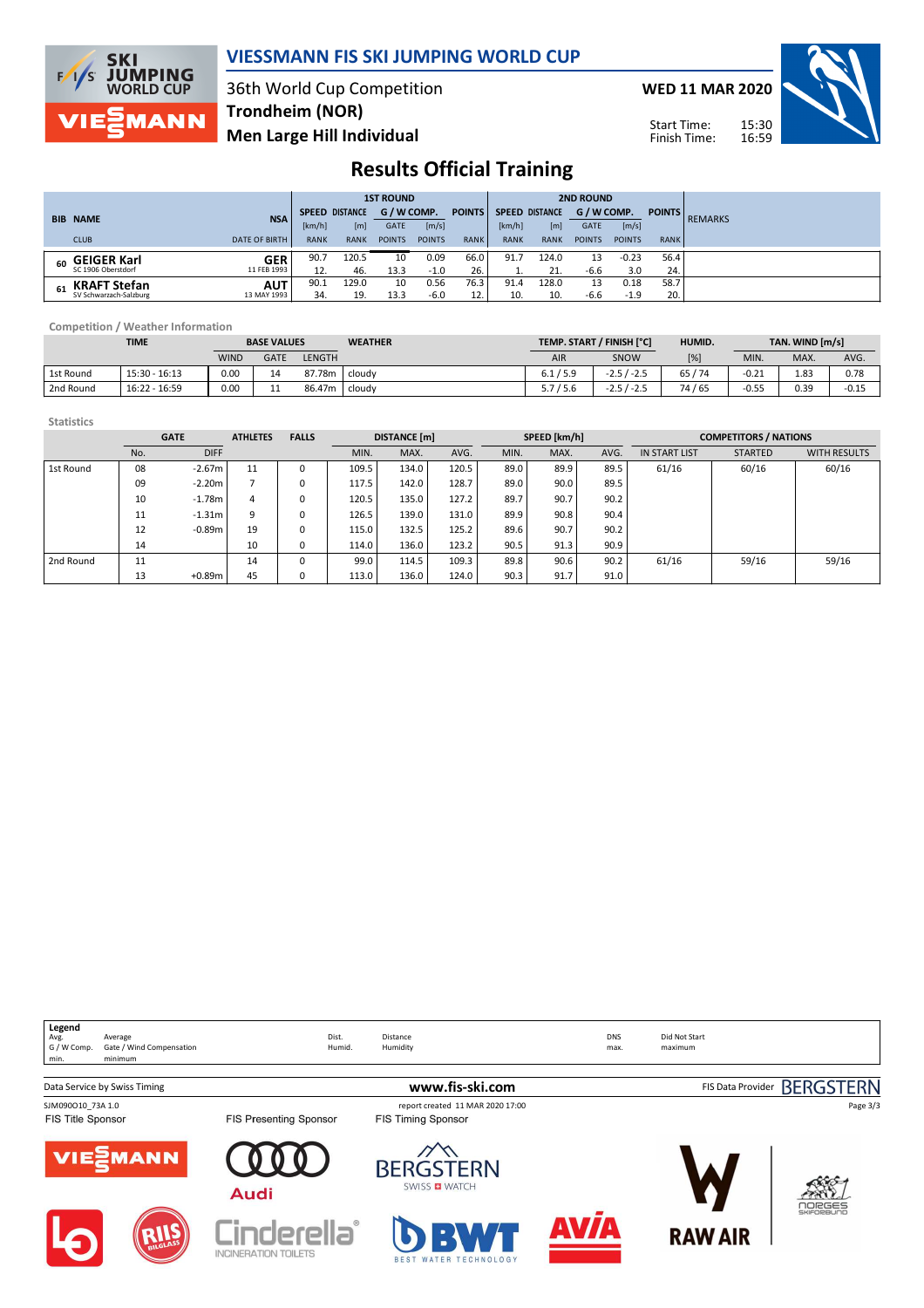# VIESSMANN FIS SKI JUMPING WORLD CUP

36th World Cup Competition
**Trondheim (NOR)**
**Men Large Hill Individual**

**WED 11 MAR 2020**

Start Time: 15:30
Finish Time: 16:59

## Results Official Training

| BIB | NAME / CLUB | NSA / DATE OF BIRTH | 1st Round SPEED [km/h] RANK | 1st Round DISTANCE [m] RANK | 1st Round GATE / POINTS | 1st Round WIND [m/s] / POINTS | 1st Round POINTS / RANK | 2nd Round SPEED [km/h] RANK | 2nd Round DISTANCE [m] RANK | 2nd Round GATE / POINTS | 2nd Round WIND [m/s] / POINTS | 2nd Round POINTS / RANK | REMARKS |
|---|---|---|---|---|---|---|---|---|---|---|---|---|---|
| 60 | GEIGER Karl / SC 1906 Oberstdorf | GER / 11 FEB 1993 | 90.7 / 12. | 120.5 / 46. | 10 / 13.3 | 0.09 / -1.0 | 66.0 / 26. | 91.7 / 1. | 124.0 / 21. | 13 / -6.6 | -0.23 / 3.0 | 56.4 / 24. | |
| 61 | KRAFT Stefan / SV Schwarzach-Salzburg | AUT / 13 MAY 1993 | 90.1 / 34. | 129.0 / 19. | 10 / 13.3 | 0.56 / -6.0 | 76.3 / 12. | 91.4 / 10. | 128.0 / 10. | 13 / -6.6 | 0.18 / -1.9 | 58.7 / 20. | |

### Competition / Weather Information

| | TIME | BASE VALUES WIND | BASE VALUES GATE | BASE VALUES LENGTH | WEATHER | TEMP. START / FINISH [°C] AIR | TEMP. START / FINISH [°C] SNOW | HUMID. [%] | TAN. WIND [m/s] MIN. | TAN. WIND [m/s] MAX. | TAN. WIND [m/s] AVG. |
|---|---|---|---|---|---|---|---|---|---|---|---|
| 1st Round | 15:30 - 16:13 | 0.00 | 14 | 87.78m | cloudy | 6.1 / 5.9 | -2.5 / -2.5 | 65 / 74 | -0.21 | 1.83 | 0.78 |
| 2nd Round | 16:22 - 16:59 | 0.00 | 11 | 86.47m | cloudy | 5.7 / 5.6 | -2.5 / -2.5 | 74 / 65 | -0.55 | 0.39 | -0.15 |

### Statistics

| | GATE No. | GATE DIFF | ATHLETES | FALLS | DISTANCE [m] MIN. | DISTANCE [m] MAX. | DISTANCE [m] AVG. | SPEED [km/h] MIN. | SPEED [km/h] MAX. | SPEED [km/h] AVG. | COMPETITORS / NATIONS IN START LIST | COMPETITORS / NATIONS STARTED | COMPETITORS / NATIONS WITH RESULTS |
|---|---|---|---|---|---|---|---|---|---|---|---|---|---|
| 1st Round | 08 | -2.67m | 11 | 0 | 109.5 | 134.0 | 120.5 | 89.0 | 89.9 | 89.5 | 61/16 | 60/16 | 60/16 |
| | 09 | -2.20m | 7 | 0 | 117.5 | 142.0 | 128.7 | 89.0 | 90.0 | 89.5 | | | |
| | 10 | -1.78m | 4 | 0 | 120.5 | 135.0 | 127.2 | 89.7 | 90.7 | 90.2 | | | |
| | 11 | -1.31m | 9 | 0 | 126.5 | 139.0 | 131.0 | 89.9 | 90.8 | 90.4 | | | |
| | 12 | -0.89m | 19 | 0 | 115.0 | 132.5 | 125.2 | 89.6 | 90.7 | 90.2 | | | |
| | 14 | | 10 | 0 | 114.0 | 136.0 | 123.2 | 90.5 | 91.3 | 90.9 | | | |
| 2nd Round | 11 | | 14 | 0 | 99.0 | 114.5 | 109.3 | 89.8 | 90.6 | 90.2 | 61/16 | 59/16 | 59/16 |
| | 13 | +0.89m | 45 | 0 | 113.0 | 136.0 | 124.0 | 90.3 | 91.7 | 91.0 | | | |

**Legend**

| | | | | | |
|---|---|---|---|---|---|
| Avg. | Average | Dist. | Distance | DNS | Did Not Start |
| G / W Comp. | Gate / Wind Compensation | Humid. | Humidity | max. | maximum |
| min. | minimum | | | | |

Data Service by Swiss Timing — www.fis-ski.com — FIS Data Provider BERGSTERN

SJM090O10_73A 1.0 — report created 11 MAR 2020 17:00

FIS Title Sponsor — FIS Presenting Sponsor — FIS Timing Sponsor